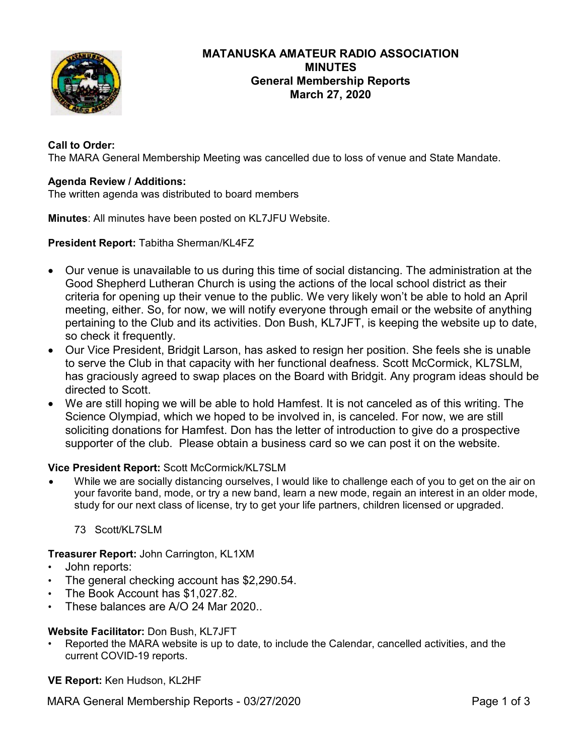# MATANUSKA AMATEUR RADIO ASSOCIATION
## MINUTES
## General Membership Reports
## March 27, 2020

**Call to Order:**
The MARA General Membership Meeting was cancelled due to loss of venue and State Mandate.

**Agenda Review / Additions:**
The written agenda was distributed to board members

**Minutes**: All minutes have been posted on KL7JFU Website.

**President Report:** Tabitha Sherman/KL4FZ

- Our venue is unavailable to us during this time of social distancing. The administration at the Good Shepherd Lutheran Church is using the actions of the local school district as their criteria for opening up their venue to the public. We very likely won't be able to hold an April meeting, either. So, for now, we will notify everyone through email or the website of anything pertaining to the Club and its activities. Don Bush, KL7JFT, is keeping the website up to date, so check it frequently.
- Our Vice President, Bridgit Larson, has asked to resign her position. She feels she is unable to serve the Club in that capacity with her functional deafness. Scott McCormick, KL7SLM, has graciously agreed to swap places on the Board with Bridgit. Any program ideas should be directed to Scott.
- We are still hoping we will be able to hold Hamfest. It is not canceled as of this writing. The Science Olympiad, which we hoped to be involved in, is canceled. For now, we are still soliciting donations for Hamfest. Don has the letter of introduction to give do a prospective supporter of the club. Please obtain a business card so we can post it on the website.

**Vice President Report:** Scott McCormick/KL7SLM

- While we are socially distancing ourselves, I would like to challenge each of you to get on the air on your favorite band, mode, or try a new band, learn a new mode, regain an interest in an older mode, study for our next class of license, try to get your life partners, children licensed or upgraded.

  73 Scott/KL7SLM

**Treasurer Report:** John Carrington, KL1XM

- John reports:
- The general checking account has $2,290.54.
- The Book Account has $1,027.82.
- These balances are A/O 24 Mar 2020..

**Website Facilitator:** Don Bush, KL7JFT

- Reported the MARA website is up to date, to include the Calendar, cancelled activities, and the current COVID-19 reports.

**VE Report:** Ken Hudson, KL2HF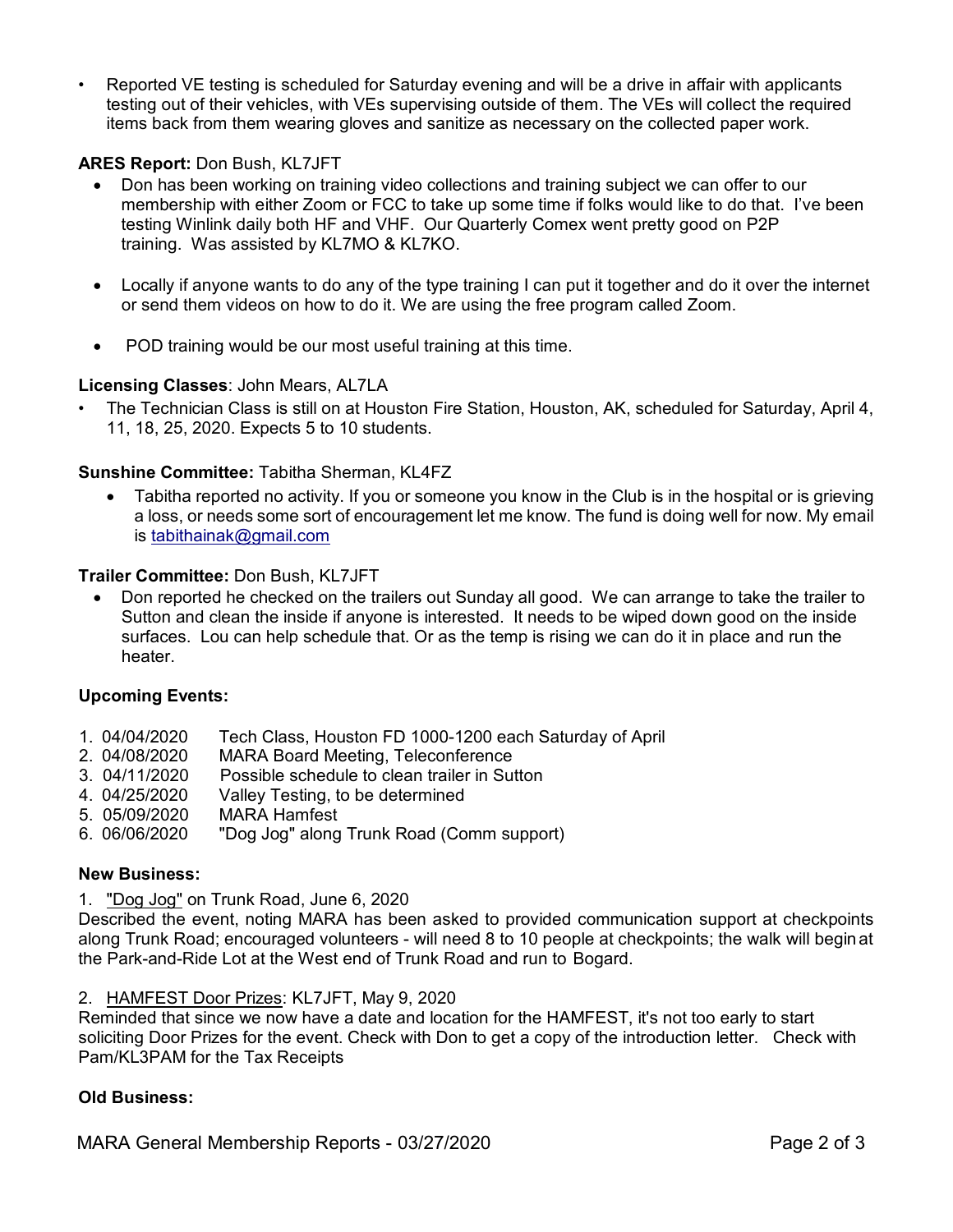- Reported VE testing is scheduled for Saturday evening and will be a drive in affair with applicants testing out of their vehicles, with VEs supervising outside of them. The VEs will collect the required items back from them wearing gloves and sanitize as necessary on the collected paper work.

**ARES Report:** Don Bush, KL7JFT

- Don has been working on training video collections and training subject we can offer to our membership with either Zoom or FCC to take up some time if folks would like to do that. I've been testing Winlink daily both HF and VHF. Our Quarterly Comex went pretty good on P2P training. Was assisted by KL7MO & KL7KO.
- Locally if anyone wants to do any of the type training I can put it together and do it over the internet or send them videos on how to do it. We are using the free program called Zoom.
- POD training would be our most useful training at this time.

**Licensing Classes**: John Mears, AL7LA

- The Technician Class is still on at Houston Fire Station, Houston, AK, scheduled for Saturday, April 4, 11, 18, 25, 2020. Expects 5 to 10 students.

**Sunshine Committee:** Tabitha Sherman, KL4FZ

- Tabitha reported no activity. If you or someone you know in the Club is in the hospital or is grieving a loss, or needs some sort of encouragement let me know. The fund is doing well for now. My email is tabithainak@gmail.com

**Trailer Committee:** Don Bush, KL7JFT

- Don reported he checked on the trailers out Sunday all good. We can arrange to take the trailer to Sutton and clean the inside if anyone is interested. It needs to be wiped down good on the inside surfaces. Lou can help schedule that. Or as the temp is rising we can do it in place and run the heater.

**Upcoming Events:**

1. 04/04/2020 Tech Class, Houston FD 1000-1200 each Saturday of April
2. 04/08/2020 MARA Board Meeting, Teleconference
3. 04/11/2020 Possible schedule to clean trailer in Sutton
4. 04/25/2020 Valley Testing, to be determined
5. 05/09/2020 MARA Hamfest
6. 06/06/2020 "Dog Jog" along Trunk Road (Comm support)

**New Business:**

1. "Dog Jog" on Trunk Road, June 6, 2020

Described the event, noting MARA has been asked to provided communication support at checkpoints along Trunk Road; encouraged volunteers - will need 8 to 10 people at checkpoints; the walk will begin at the Park-and-Ride Lot at the West end of Trunk Road and run to Bogard.

2. HAMFEST Door Prizes: KL7JFT, May 9, 2020

Reminded that since we now have a date and location for the HAMFEST, it's not too early to start soliciting Door Prizes for the event. Check with Don to get a copy of the introduction letter. Check with Pam/KL3PAM for the Tax Receipts

**Old Business:**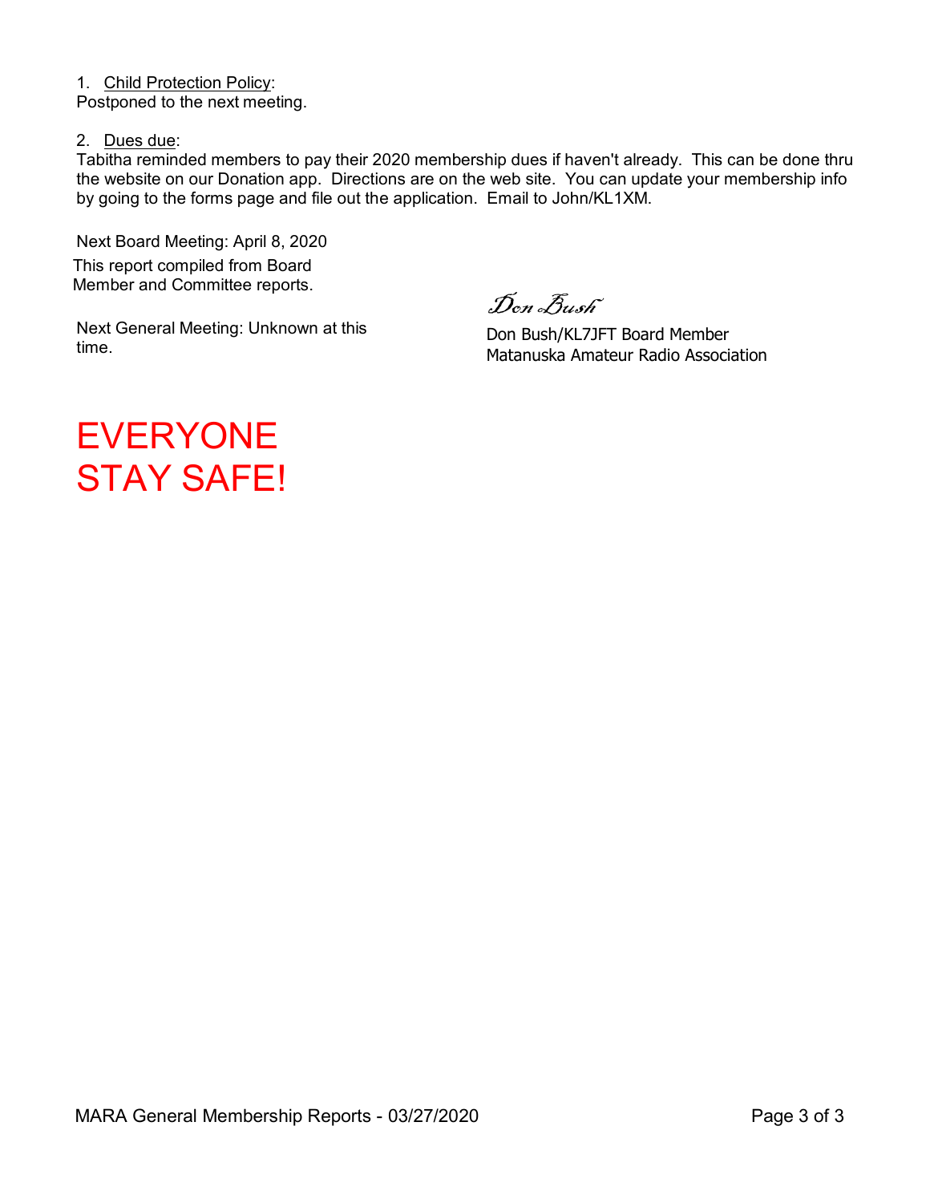1. <u>Child Protection Policy</u>:

Postponed to the next meeting.

2. <u>Dues due</u>:

Tabitha reminded members to pay their 2020 membership dues if haven't already. This can be done thru the website on our Donation app. Directions are on the web site. You can update your membership info by going to the forms page and file out the application. Email to John/KL1XM.

Next Board Meeting: April 8, 2020

This report compiled from Board Member and Committee reports.

Next General Meeting: Unknown at this time.

*Don Bush*

Don Bush/KL7JFT Board Member
Matanuska Amateur Radio Association

EVERYONE
STAY SAFE!